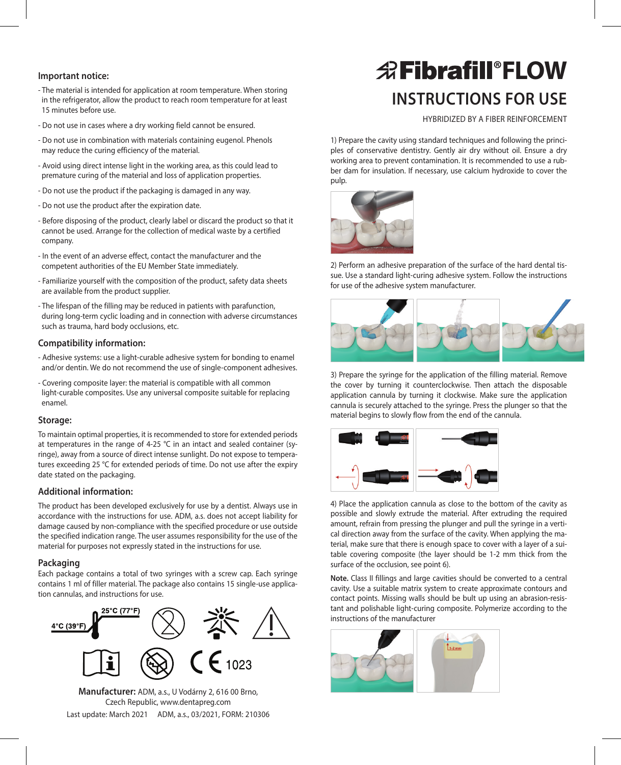# Fibrafill® FLOW

## INSTRUCTIONS FOR USE

HYBRIDIZED BY A FIBER REINFORCEMENT

1) Prepare the cavity using standard techniques and following the principles of conservative dentistry. Gently air dry without oil. Ensure a dry working area to prevent contamination. It is recommended to use a rubber dam for insulation. If necessary, use calcium hydroxide to cover the pulp.

2) Perform an adhesive preparation of the surface of the hard dental tissue. Use a standard light-curing adhesive system. Follow the instructions for use of the adhesive system manufacturer.

3) Prepare the syringe for the application of the filling material. Remove the cover by turning it counterclockwise. Then attach the disposable application cannula by turning it clockwise. Make sure the application cannula is securely attached to the syringe. Press the plunger so that the material begins to slowly flow from the end of the cannula.

4) Place the application cannula as close to the bottom of the cavity as possible and slowly extrude the material. After extruding the required amount, refrain from pressing the plunger and pull the syringe in a vertical direction away from the surface of the cavity. When applying the material, make sure that there is enough space to cover with a layer of a suitable covering composite (the layer should be 1-2 mm thick from the surface of the occlusion, see point 6).

**Note.** Class II fillings and large cavities should be converted to a central cavity. Use a suitable matrix system to create approximate contours and contact points. Missing walls should be bult up using an abrasion-resistant and polishable light-curing composite. Polymerize according to the instructions of the manufacturer

1-2 mm

### Important notice:

- The material is intended for application at room temperature. When storing in the refrigerator, allow the product to reach room temperature for at least 15 minutes before use.
- Do not use in cases where a dry working field cannot be ensured.
- Do not use in combination with materials containing eugenol. Phenols may reduce the curing efficiency of the material.
- Avoid using direct intense light in the working area, as this could lead to premature curing of the material and loss of application properties.
- Do not use the product if the packaging is damaged in any way.
- Do not use the product after the expiration date.
- Before disposing of the product, clearly label or discard the product so that it cannot be used. Arrange for the collection of medical waste by a certified company.
- In the event of an adverse effect, contact the manufacturer and the competent authorities of the EU Member State immediately.
- Familiarize yourself with the composition of the product, safety data sheets are available from the product supplier.
- The lifespan of the filling may be reduced in patients with parafunction, during long-term cyclic loading and in connection with adverse circumstances such as trauma, hard body occlusions, etc.

### Compatibility information:

- Adhesive systems: use a light-curable adhesive system for bonding to enamel and/or dentin. We do not recommend the use of single-component adhesives.
- Covering composite layer: the material is compatible with all common light-curable composites. Use any universal composite suitable for replacing enamel.

### Storage:

To maintain optimal properties, it is recommended to store for extended periods at temperatures in the range of 4-25 °C in an intact and sealed container (syringe), away from a source of direct intense sunlight. Do not expose to temperatures exceeding 25 °C for extended periods of time. Do not use after the expiry date stated on the packaging.

### Additional information:

The product has been developed exclusively for use by a dentist. Always use in accordance with the instructions for use. ADM, a.s. does not accept liability for damage caused by non-compliance with the specified procedure or use outside the specified indication range. The user assumes responsibility for the use of the material for purposes not expressly stated in the instructions for use.

### Packaging

Each package contains a total of two syringes with a screw cap. Each syringe contains 1 ml of filler material. The package also contains 15 single-use application cannulas, and instructions for use.

4°C (39°F) 25°C (77°F)

CE 1023

**Manufacturer:** ADM, a.s., U Vodárny 2, 616 00 Brno, Czech Republic, www.dentapreg.com

Last update: March 2021 ADM, a.s., 03/2021, FORM: 210306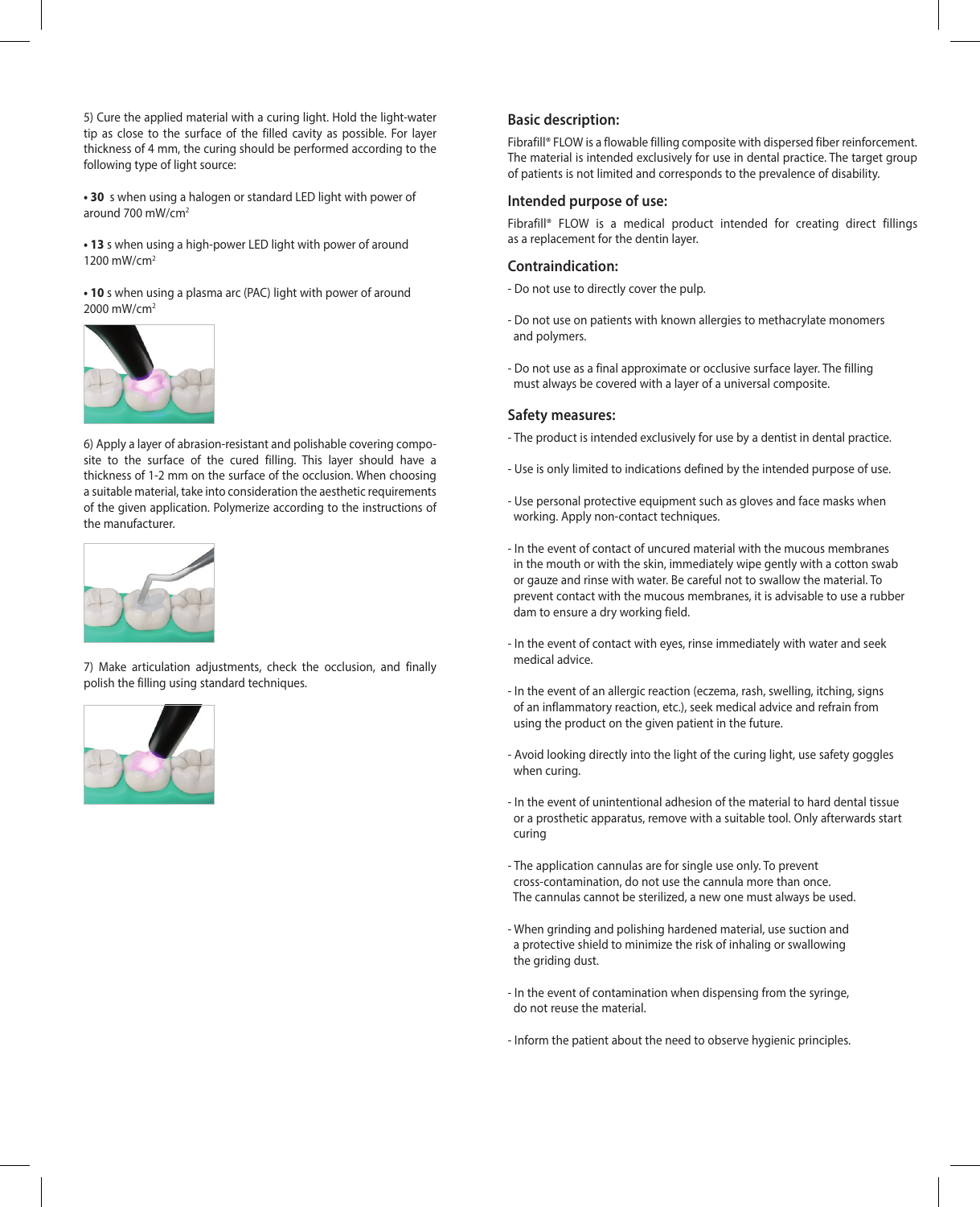5) Cure the applied material with a curing light. Hold the light-water tip as close to the surface of the filled cavity as possible. For layer thickness of 4 mm, the curing should be performed according to the following type of light source:

- **30** s when using a halogen or standard LED light with power of around 700 mW/cm$^2$
- **13** s when using a high-power LED light with power of around 1200 mW/cm$^2$
- **10** s when using a plasma arc (PAC) light with power of around 2000 mW/cm$^2$

6) Apply a layer of abrasion-resistant and polishable covering composite to the surface of the cured filling. This layer should have a thickness of 1-2 mm on the surface of the occlusion. When choosing a suitable material, take into consideration the aesthetic requirements of the given application. Polymerize according to the instructions of the manufacturer.

7) Make articulation adjustments, check the occlusion, and finally polish the filling using standard techniques.

## Basic description:

Fibrafill® FLOW is a flowable filling composite with dispersed fiber reinforcement. The material is intended exclusively for use in dental practice. The target group of patients is not limited and corresponds to the prevalence of disability.

## Intended purpose of use:

Fibrafill® FLOW is a medical product intended for creating direct fillings as a replacement for the dentin layer.

## Contraindication:

- Do not use to directly cover the pulp.
- Do not use on patients with known allergies to methacrylate monomers and polymers.
- Do not use as a final approximate or occlusive surface layer. The filling must always be covered with a layer of a universal composite.

## Safety measures:

- The product is intended exclusively for use by a dentist in dental practice.
- Use is only limited to indications defined by the intended purpose of use.
- Use personal protective equipment such as gloves and face masks when working. Apply non-contact techniques.
- In the event of contact of uncured material with the mucous membranes in the mouth or with the skin, immediately wipe gently with a cotton swab or gauze and rinse with water. Be careful not to swallow the material. To prevent contact with the mucous membranes, it is advisable to use a rubber dam to ensure a dry working field.
- In the event of contact with eyes, rinse immediately with water and seek medical advice.
- In the event of an allergic reaction (eczema, rash, swelling, itching, signs of an inflammatory reaction, etc.), seek medical advice and refrain from using the product on the given patient in the future.
- Avoid looking directly into the light of the curing light, use safety goggles when curing.
- In the event of unintentional adhesion of the material to hard dental tissue or a prosthetic apparatus, remove with a suitable tool. Only afterwards start curing
- The application cannulas are for single use only. To prevent cross-contamination, do not use the cannula more than once. The cannulas cannot be sterilized, a new one must always be used.
- When grinding and polishing hardened material, use suction and a protective shield to minimize the risk of inhaling or swallowing the griding dust.
- In the event of contamination when dispensing from the syringe, do not reuse the material.
- Inform the patient about the need to observe hygienic principles.